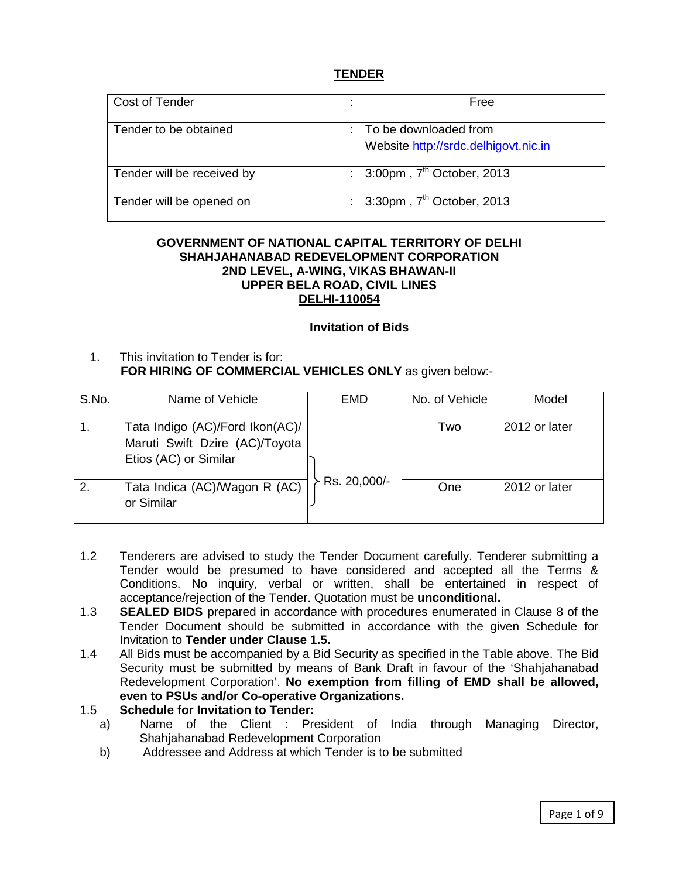# TENDER

| Cost of Tender | : | Free |
|---|---|---|
| Tender to be obtained | : | To be downloaded from Website http://srdc.delhigovt.nic.in |
| Tender will be received by | : | 3:00pm , 7th October, 2013 |
| Tender will be opened on | : | 3:30pm , 7th October, 2013 |

**GOVERNMENT OF NATIONAL CAPITAL TERRITORY OF DELHI**
**SHAHJAHANABAD REDEVELOPMENT CORPORATION**
**2ND LEVEL, A-WING, VIKAS BHAWAN-II**
**UPPER BELA ROAD, CIVIL LINES**
**DELHI-110054**

### Invitation of Bids

1. This invitation to Tender is for:
   **FOR HIRING OF COMMERCIAL VEHICLES ONLY** as given below:-

| S.No. | Name of Vehicle | EMD | No. of Vehicle | Model |
|---|---|---|---|---|
| 1. | Tata Indigo (AC)/Ford Ikon(AC)/ Maruti Swift Dzire (AC)/Toyota Etios (AC) or Similar | Rs. 20,000/- | Two | 2012 or later |
| 2. | Tata Indica (AC)/Wagon R (AC) or Similar | | One | 2012 or later |

1.2 Tenderers are advised to study the Tender Document carefully. Tenderer submitting a Tender would be presumed to have considered and accepted all the Terms & Conditions. No inquiry, verbal or written, shall be entertained in respect of acceptance/rejection of the Tender. Quotation must be **unconditional.**

1.3 **SEALED BIDS** prepared in accordance with procedures enumerated in Clause 8 of the Tender Document should be submitted in accordance with the given Schedule for Invitation to **Tender under Clause 1.5.**

1.4 All Bids must be accompanied by a Bid Security as specified in the Table above. The Bid Security must be submitted by means of Bank Draft in favour of the 'Shahjahanabad Redevelopment Corporation'. **No exemption from filling of EMD shall be allowed, even to PSUs and/or Co-operative Organizations.**

1.5 **Schedule for Invitation to Tender:**

a) Name of the Client : President of India through Managing Director, Shahjahanabad Redevelopment Corporation

b) Addressee and Address at which Tender is to be submitted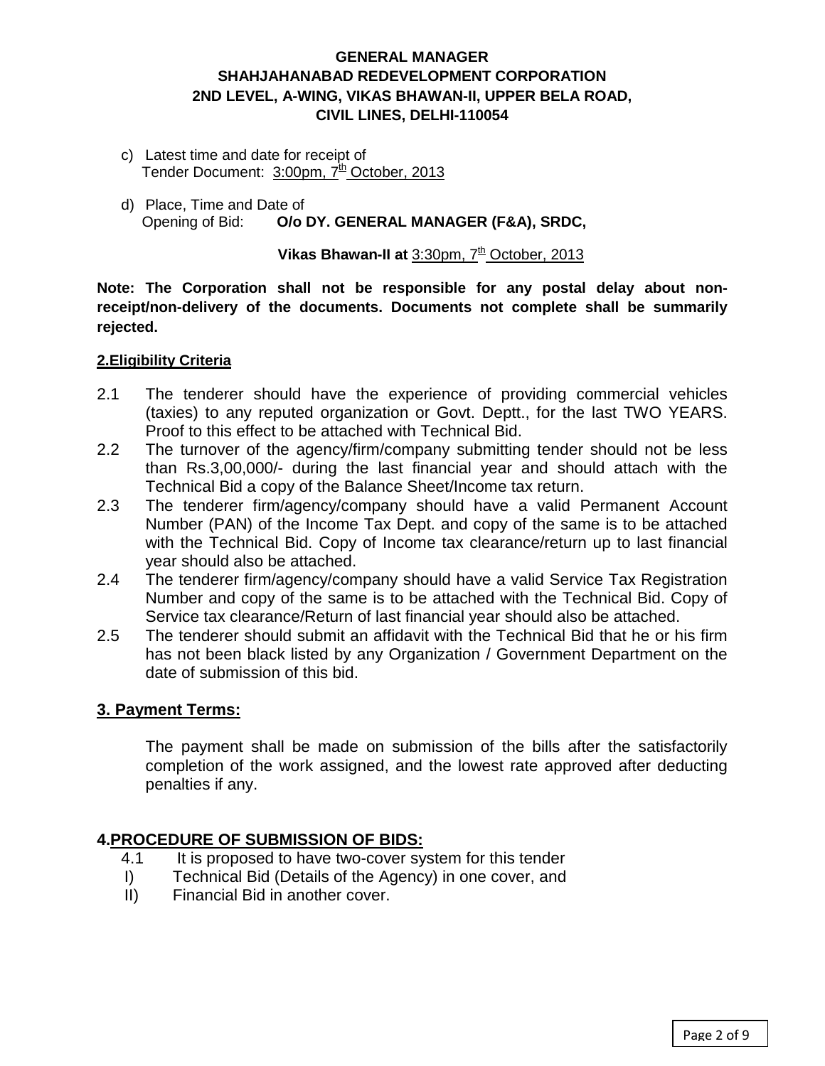**GENERAL MANAGER**
**SHAHJAHANABAD REDEVELOPMENT CORPORATION**
**2ND LEVEL, A-WING, VIKAS BHAWAN-II, UPPER BELA ROAD,**
**CIVIL LINES, DELHI-110054**

c) Latest time and date for receipt of
Tender Document: 3:00pm, 7th October, 2013

d) Place, Time and Date of
Opening of Bid: **O/o DY. GENERAL MANAGER (F&A), SRDC,**

**Vikas Bhawan-II at** 3:30pm, 7th October, 2013

**Note: The Corporation shall not be responsible for any postal delay about non-receipt/non-delivery of the documents. Documents not complete shall be summarily rejected.**

**2.Eligibility Criteria**

2.1 The tenderer should have the experience of providing commercial vehicles (taxies) to any reputed organization or Govt. Deptt., for the last TWO YEARS. Proof to this effect to be attached with Technical Bid.

2.2 The turnover of the agency/firm/company submitting tender should not be less than Rs.3,00,000/- during the last financial year and should attach with the Technical Bid a copy of the Balance Sheet/Income tax return.

2.3 The tenderer firm/agency/company should have a valid Permanent Account Number (PAN) of the Income Tax Dept. and copy of the same is to be attached with the Technical Bid. Copy of Income tax clearance/return up to last financial year should also be attached.

2.4 The tenderer firm/agency/company should have a valid Service Tax Registration Number and copy of the same is to be attached with the Technical Bid. Copy of Service tax clearance/Return of last financial year should also be attached.

2.5 The tenderer should submit an affidavit with the Technical Bid that he or his firm has not been black listed by any Organization / Government Department on the date of submission of this bid.

## 3. Payment Terms:

The payment shall be made on submission of the bills after the satisfactorily completion of the work assigned, and the lowest rate approved after deducting penalties if any.

## 4.PROCEDURE OF SUBMISSION OF BIDS:

4.1 It is proposed to have two-cover system for this tender

I) Technical Bid (Details of the Agency) in one cover, and

II) Financial Bid in another cover.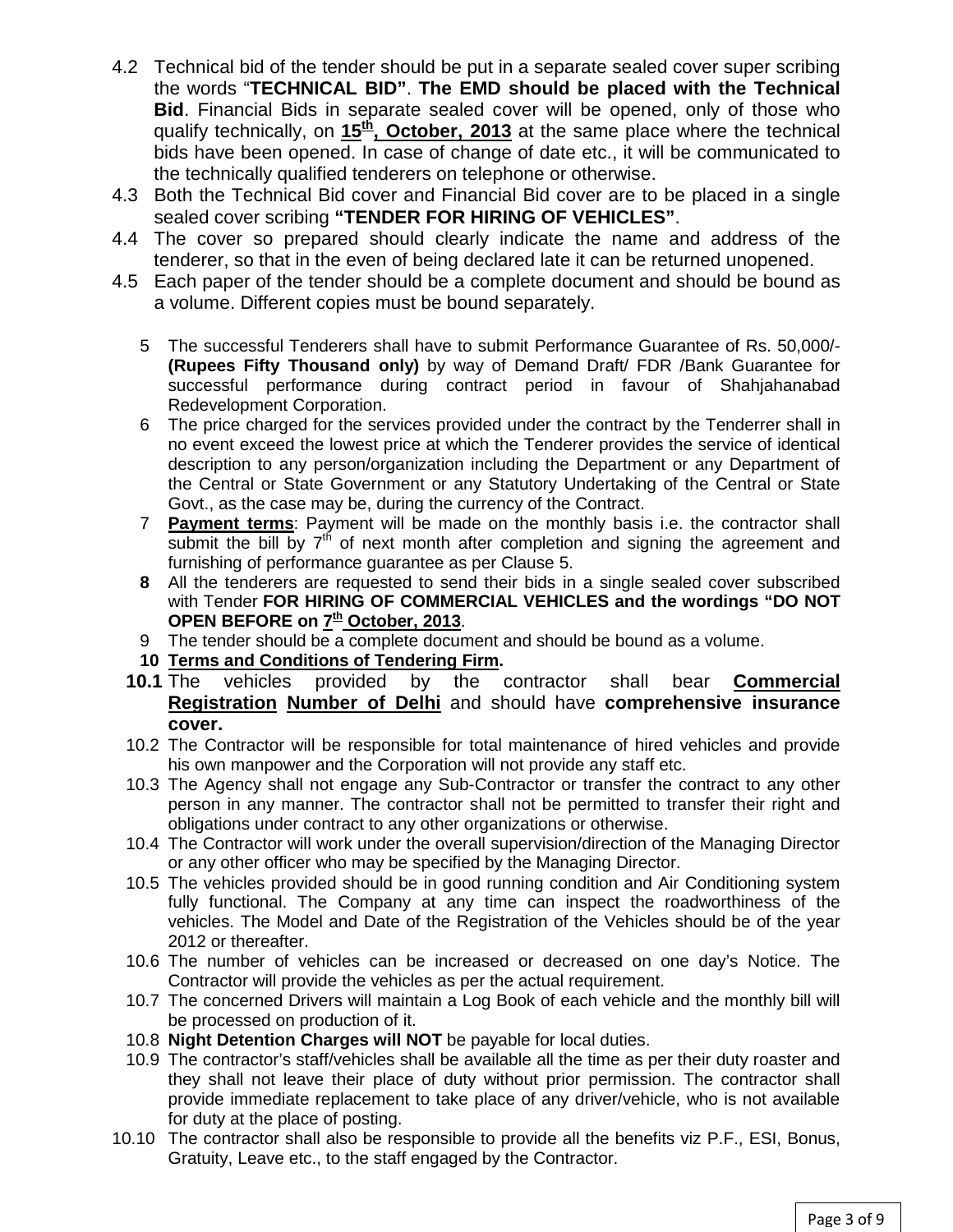4.2 Technical bid of the tender should be put in a separate sealed cover super scribing the words "**TECHNICAL BID"**. **The EMD should be placed with the Technical Bid**. Financial Bids in separate sealed cover will be opened, only of those who qualify technically, on **15th, October, 2013** at the same place where the technical bids have been opened. In case of change of date etc., it will be communicated to the technically qualified tenderers on telephone or otherwise.

4.3 Both the Technical Bid cover and Financial Bid cover are to be placed in a single sealed cover scribing **"TENDER FOR HIRING OF VEHICLES"**.

4.4 The cover so prepared should clearly indicate the name and address of the tenderer, so that in the even of being declared late it can be returned unopened.

4.5 Each paper of the tender should be a complete document and should be bound as a volume. Different copies must be bound separately.

5 The successful Tenderers shall have to submit Performance Guarantee of Rs. 50,000/- **(Rupees Fifty Thousand only)** by way of Demand Draft/ FDR /Bank Guarantee for successful performance during contract period in favour of Shahjahanabad Redevelopment Corporation.

6 The price charged for the services provided under the contract by the Tenderrer shall in no event exceed the lowest price at which the Tenderer provides the service of identical description to any person/organization including the Department or any Department of the Central or State Government or any Statutory Undertaking of the Central or State Govt., as the case may be, during the currency of the Contract.

7 **Payment terms**: Payment will be made on the monthly basis i.e. the contractor shall submit the bill by 7th of next month after completion and signing the agreement and furnishing of performance guarantee as per Clause 5.

**8** All the tenderers are requested to send their bids in a single sealed cover subscribed with Tender **FOR HIRING OF COMMERCIAL VEHICLES and the wordings "DO NOT OPEN BEFORE on 7th October, 2013**.

9 The tender should be a complete document and should be bound as a volume.

**10 Terms and Conditions of Tendering Firm.**

**10.1** The vehicles provided by the contractor shall bear **Commercial Registration Number of Delhi** and should have **comprehensive insurance cover.**

10.2 The Contractor will be responsible for total maintenance of hired vehicles and provide his own manpower and the Corporation will not provide any staff etc.

10.3 The Agency shall not engage any Sub-Contractor or transfer the contract to any other person in any manner. The contractor shall not be permitted to transfer their right and obligations under contract to any other organizations or otherwise.

10.4 The Contractor will work under the overall supervision/direction of the Managing Director or any other officer who may be specified by the Managing Director.

10.5 The vehicles provided should be in good running condition and Air Conditioning system fully functional. The Company at any time can inspect the roadworthiness of the vehicles. The Model and Date of the Registration of the Vehicles should be of the year 2012 or thereafter.

10.6 The number of vehicles can be increased or decreased on one day's Notice. The Contractor will provide the vehicles as per the actual requirement.

10.7 The concerned Drivers will maintain a Log Book of each vehicle and the monthly bill will be processed on production of it.

10.8 **Night Detention Charges will NOT** be payable for local duties.

10.9 The contractor's staff/vehicles shall be available all the time as per their duty roaster and they shall not leave their place of duty without prior permission. The contractor shall provide immediate replacement to take place of any driver/vehicle, who is not available for duty at the place of posting.

10.10 The contractor shall also be responsible to provide all the benefits viz P.F., ESI, Bonus, Gratuity, Leave etc., to the staff engaged by the Contractor.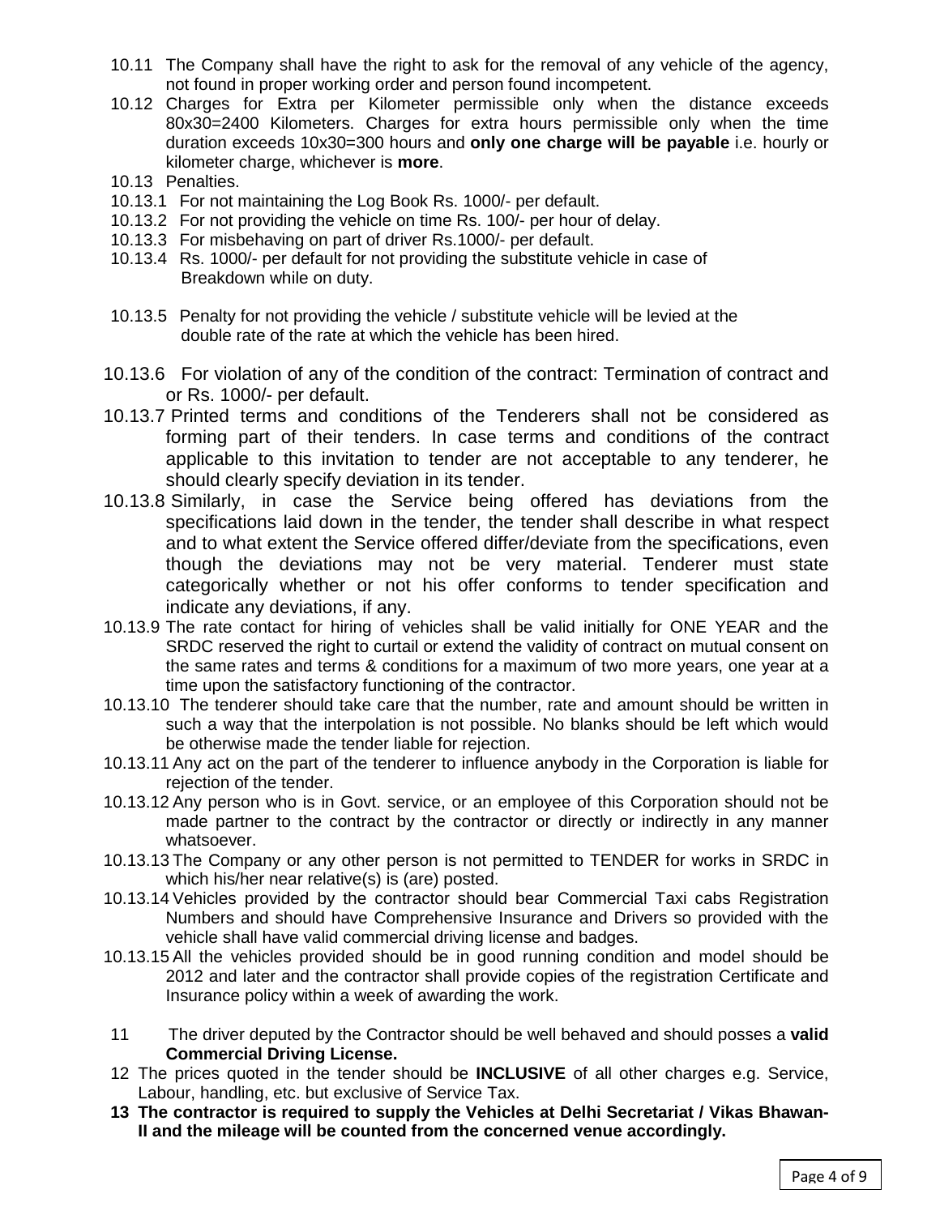10.11 The Company shall have the right to ask for the removal of any vehicle of the agency, not found in proper working order and person found incompetent.

10.12 Charges for Extra per Kilometer permissible only when the distance exceeds 80x30=2400 Kilometers. Charges for extra hours permissible only when the time duration exceeds 10x30=300 hours and **only one charge will be payable** i.e. hourly or kilometer charge, whichever is **more**.

10.13 Penalties.

10.13.1 For not maintaining the Log Book Rs. 1000/- per default.

10.13.2 For not providing the vehicle on time Rs. 100/- per hour of delay.

10.13.3 For misbehaving on part of driver Rs.1000/- per default.

10.13.4 Rs. 1000/- per default for not providing the substitute vehicle in case of Breakdown while on duty.

10.13.5 Penalty for not providing the vehicle / substitute vehicle will be levied at the double rate of the rate at which the vehicle has been hired.

10.13.6 For violation of any of the condition of the contract: Termination of contract and or Rs. 1000/- per default.

10.13.7 Printed terms and conditions of the Tenderers shall not be considered as forming part of their tenders. In case terms and conditions of the contract applicable to this invitation to tender are not acceptable to any tenderer, he should clearly specify deviation in its tender.

10.13.8 Similarly, in case the Service being offered has deviations from the specifications laid down in the tender, the tender shall describe in what respect and to what extent the Service offered differ/deviate from the specifications, even though the deviations may not be very material. Tenderer must state categorically whether or not his offer conforms to tender specification and indicate any deviations, if any.

10.13.9 The rate contact for hiring of vehicles shall be valid initially for ONE YEAR and the SRDC reserved the right to curtail or extend the validity of contract on mutual consent on the same rates and terms & conditions for a maximum of two more years, one year at a time upon the satisfactory functioning of the contractor.

10.13.10 The tenderer should take care that the number, rate and amount should be written in such a way that the interpolation is not possible. No blanks should be left which would be otherwise made the tender liable for rejection.

10.13.11 Any act on the part of the tenderer to influence anybody in the Corporation is liable for rejection of the tender.

10.13.12 Any person who is in Govt. service, or an employee of this Corporation should not be made partner to the contract by the contractor or directly or indirectly in any manner whatsoever.

10.13.13 The Company or any other person is not permitted to TENDER for works in SRDC in which his/her near relative(s) is (are) posted.

10.13.14 Vehicles provided by the contractor should bear Commercial Taxi cabs Registration Numbers and should have Comprehensive Insurance and Drivers so provided with the vehicle shall have valid commercial driving license and badges.

10.13.15 All the vehicles provided should be in good running condition and model should be 2012 and later and the contractor shall provide copies of the registration Certificate and Insurance policy within a week of awarding the work.

11 The driver deputed by the Contractor should be well behaved and should posses a **valid Commercial Driving License.**

12 The prices quoted in the tender should be **INCLUSIVE** of all other charges e.g. Service, Labour, handling, etc. but exclusive of Service Tax.

**13 The contractor is required to supply the Vehicles at Delhi Secretariat / Vikas Bhawan-II and the mileage will be counted from the concerned venue accordingly.**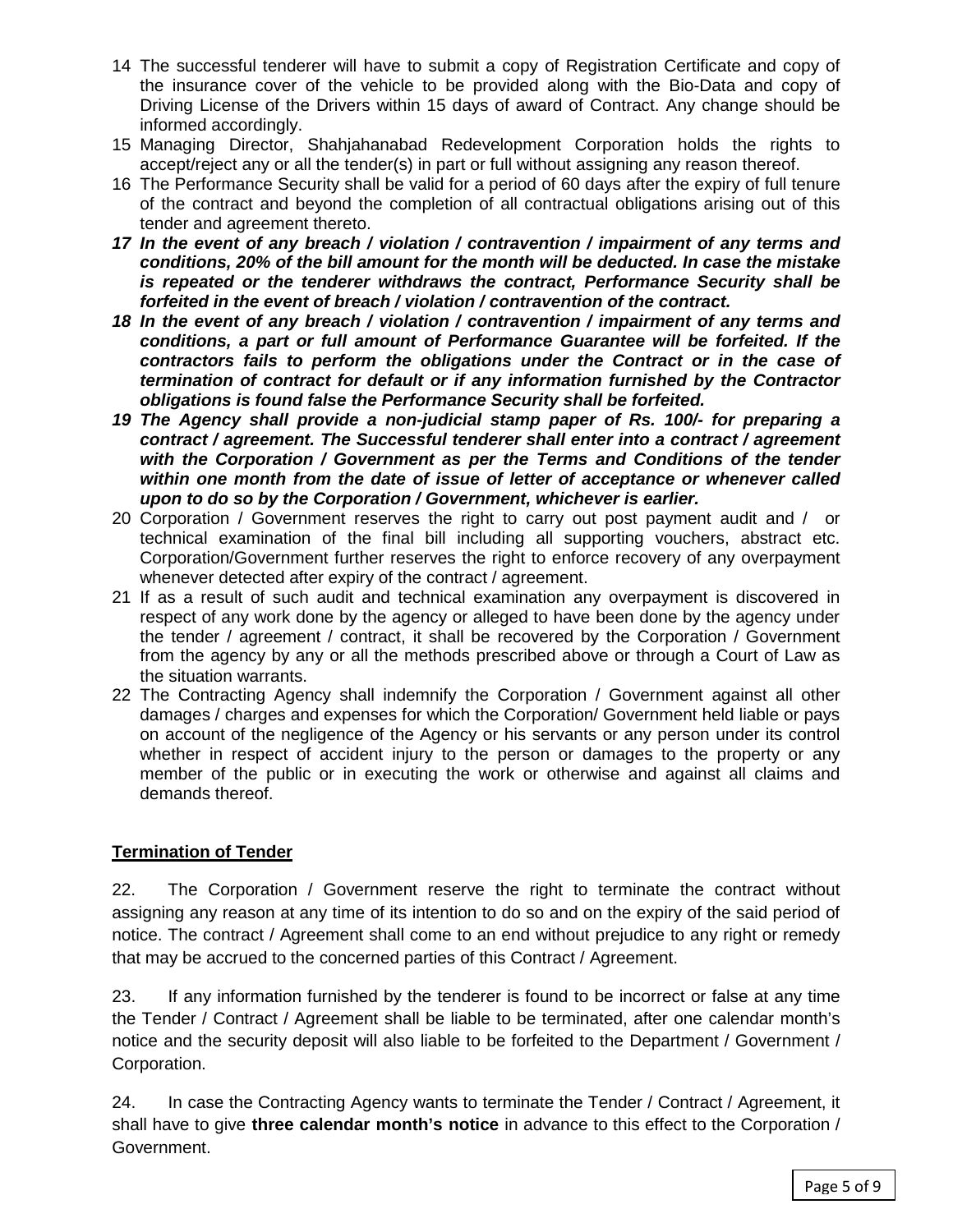14 The successful tenderer will have to submit a copy of Registration Certificate and copy of the insurance cover of the vehicle to be provided along with the Bio-Data and copy of Driving License of the Drivers within 15 days of award of Contract. Any change should be informed accordingly.

15 Managing Director, Shahjahanabad Redevelopment Corporation holds the rights to accept/reject any or all the tender(s) in part or full without assigning any reason thereof.

16 The Performance Security shall be valid for a period of 60 days after the expiry of full tenure of the contract and beyond the completion of all contractual obligations arising out of this tender and agreement thereto.

***17 In the event of any breach / violation / contravention / impairment of any terms and conditions, 20% of the bill amount for the month will be deducted. In case the mistake is repeated or the tenderer withdraws the contract, Performance Security shall be forfeited in the event of breach / violation / contravention of the contract.***

***18 In the event of any breach / violation / contravention / impairment of any terms and conditions, a part or full amount of Performance Guarantee will be forfeited. If the contractors fails to perform the obligations under the Contract or in the case of termination of contract for default or if any information furnished by the Contractor obligations is found false the Performance Security shall be forfeited.***

***19 The Agency shall provide a non-judicial stamp paper of Rs. 100/- for preparing a contract / agreement. The Successful tenderer shall enter into a contract / agreement with the Corporation / Government as per the Terms and Conditions of the tender within one month from the date of issue of letter of acceptance or whenever called upon to do so by the Corporation / Government, whichever is earlier.***

20 Corporation / Government reserves the right to carry out post payment audit and / or technical examination of the final bill including all supporting vouchers, abstract etc. Corporation/Government further reserves the right to enforce recovery of any overpayment whenever detected after expiry of the contract / agreement.

21 If as a result of such audit and technical examination any overpayment is discovered in respect of any work done by the agency or alleged to have been done by the agency under the tender / agreement / contract, it shall be recovered by the Corporation / Government from the agency by any or all the methods prescribed above or through a Court of Law as the situation warrants.

22 The Contracting Agency shall indemnify the Corporation / Government against all other damages / charges and expenses for which the Corporation/ Government held liable or pays on account of the negligence of the Agency or his servants or any person under its control whether in respect of accident injury to the person or damages to the property or any member of the public or in executing the work or otherwise and against all claims and demands thereof.

**Termination of Tender**

22. The Corporation / Government reserve the right to terminate the contract without assigning any reason at any time of its intention to do so and on the expiry of the said period of notice. The contract / Agreement shall come to an end without prejudice to any right or remedy that may be accrued to the concerned parties of this Contract / Agreement.

23. If any information furnished by the tenderer is found to be incorrect or false at any time the Tender / Contract / Agreement shall be liable to be terminated, after one calendar month's notice and the security deposit will also liable to be forfeited to the Department / Government / Corporation.

24. In case the Contracting Agency wants to terminate the Tender / Contract / Agreement, it shall have to give **three calendar month's notice** in advance to this effect to the Corporation / Government.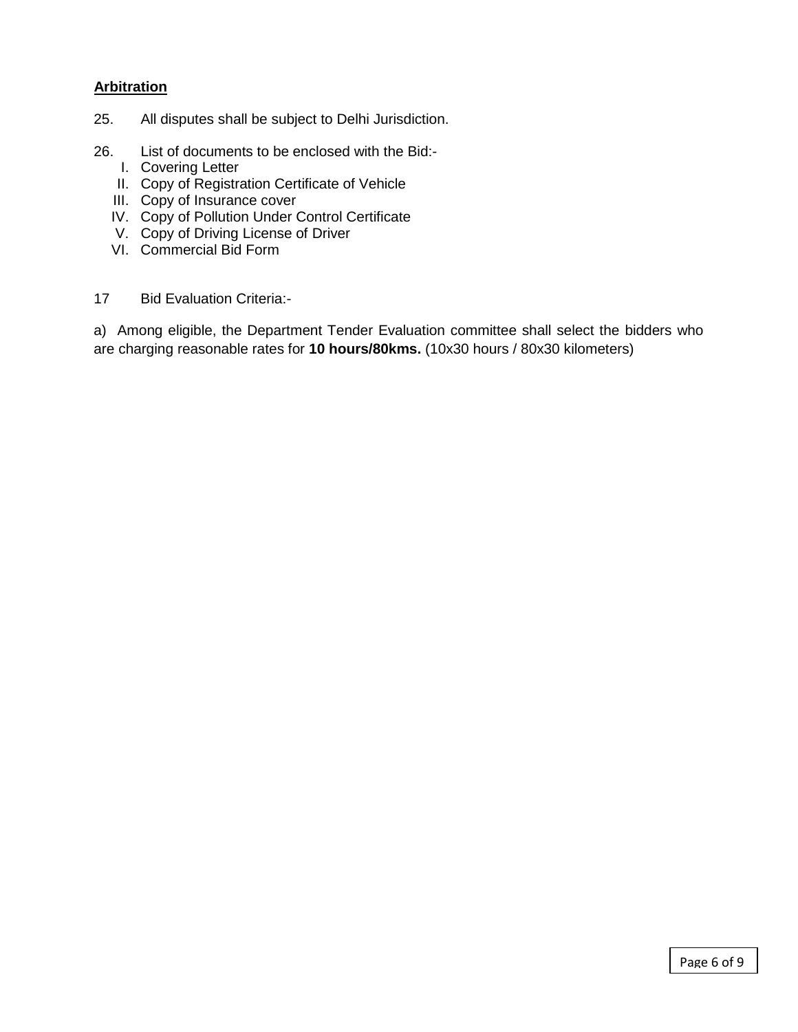**Arbitration**

25. All disputes shall be subject to Delhi Jurisdiction.

26. List of documents to be enclosed with the Bid:-

   I. Covering Letter
   II. Copy of Registration Certificate of Vehicle
   III. Copy of Insurance cover
   IV. Copy of Pollution Under Control Certificate
   V. Copy of Driving License of Driver
   VI. Commercial Bid Form

17 Bid Evaluation Criteria:-

a) Among eligible, the Department Tender Evaluation committee shall select the bidders who are charging reasonable rates for **10 hours/80kms.** (10x30 hours / 80x30 kilometers)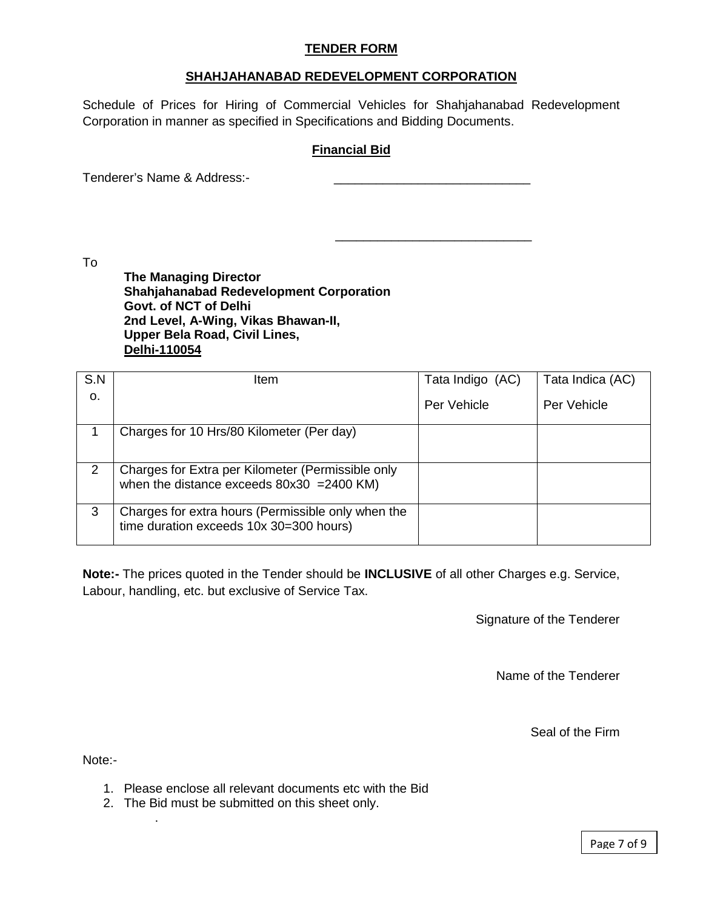**TENDER FORM**

**SHAHJAHANABAD REDEVELOPMENT CORPORATION**

Schedule of Prices for Hiring of Commercial Vehicles for Shahjahanabad Redevelopment Corporation in manner as specified in Specifications and Bidding Documents.

**Financial Bid**

Tenderer's Name & Address:- ____________________________

____________________________

To

**The Managing Director**
**Shahjahanabad Redevelopment Corporation**
**Govt. of NCT of Delhi**
**2nd Level, A-Wing, Vikas Bhawan-II,**
**Upper Bela Road, Civil Lines,**
**Delhi-110054**

| S.No. | Item | Tata Indigo (AC) Per Vehicle | Tata Indica (AC) Per Vehicle |
|---|---|---|---|
| 1 | Charges for 10 Hrs/80 Kilometer (Per day) | | |
| 2 | Charges for Extra per Kilometer (Permissible only when the distance exceeds 80x30 =2400 KM) | | |
| 3 | Charges for extra hours (Permissible only when the time duration exceeds 10x 30=300 hours) | | |

**Note:-** The prices quoted in the Tender should be **INCLUSIVE** of all other Charges e.g. Service, Labour, handling, etc. but exclusive of Service Tax.

Signature of the Tenderer

Name of the Tenderer

Seal of the Firm

Note:-

1. Please enclose all relevant documents etc with the Bid
2. The Bid must be submitted on this sheet only.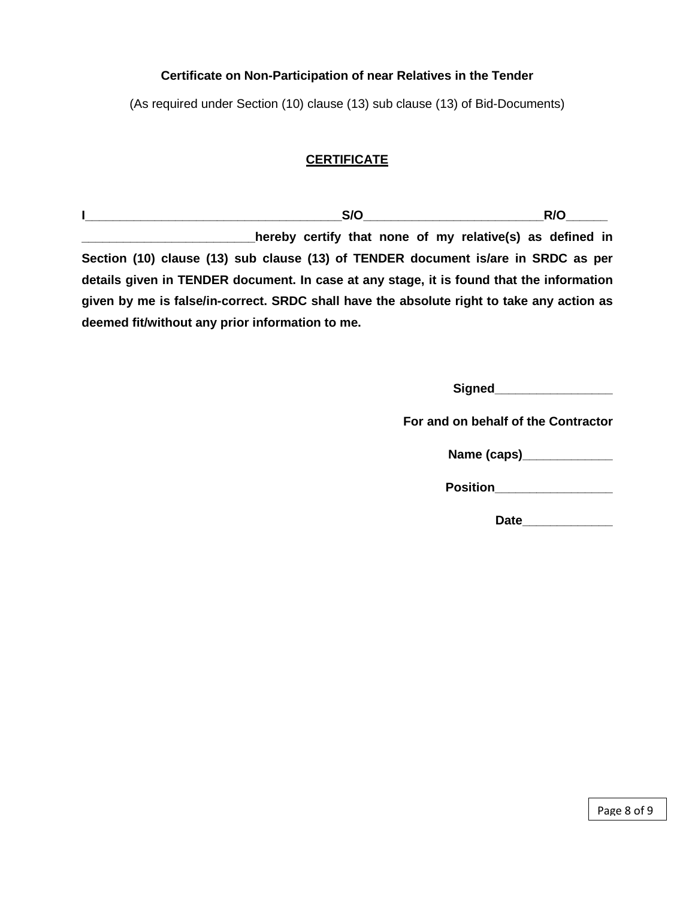**Certificate on Non-Participation of near Relatives in the Tender**

(As required under Section (10) clause (13) sub clause (13) of Bid-Documents)

**CERTIFICATE**

**I_____________________________________S/O__________________________R/O______ _________________________hereby certify that none of my relative(s) as defined in Section (10) clause (13) sub clause (13) of TENDER document is/are in SRDC as per details given in TENDER document. In case at any stage, it is found that the information given by me is false/in-correct. SRDC shall have the absolute right to take any action as deemed fit/without any prior information to me.**

**Signed_________________**

**For and on behalf of the Contractor**

**Name (caps)_____________**

**Position_________________**

**Date_____________**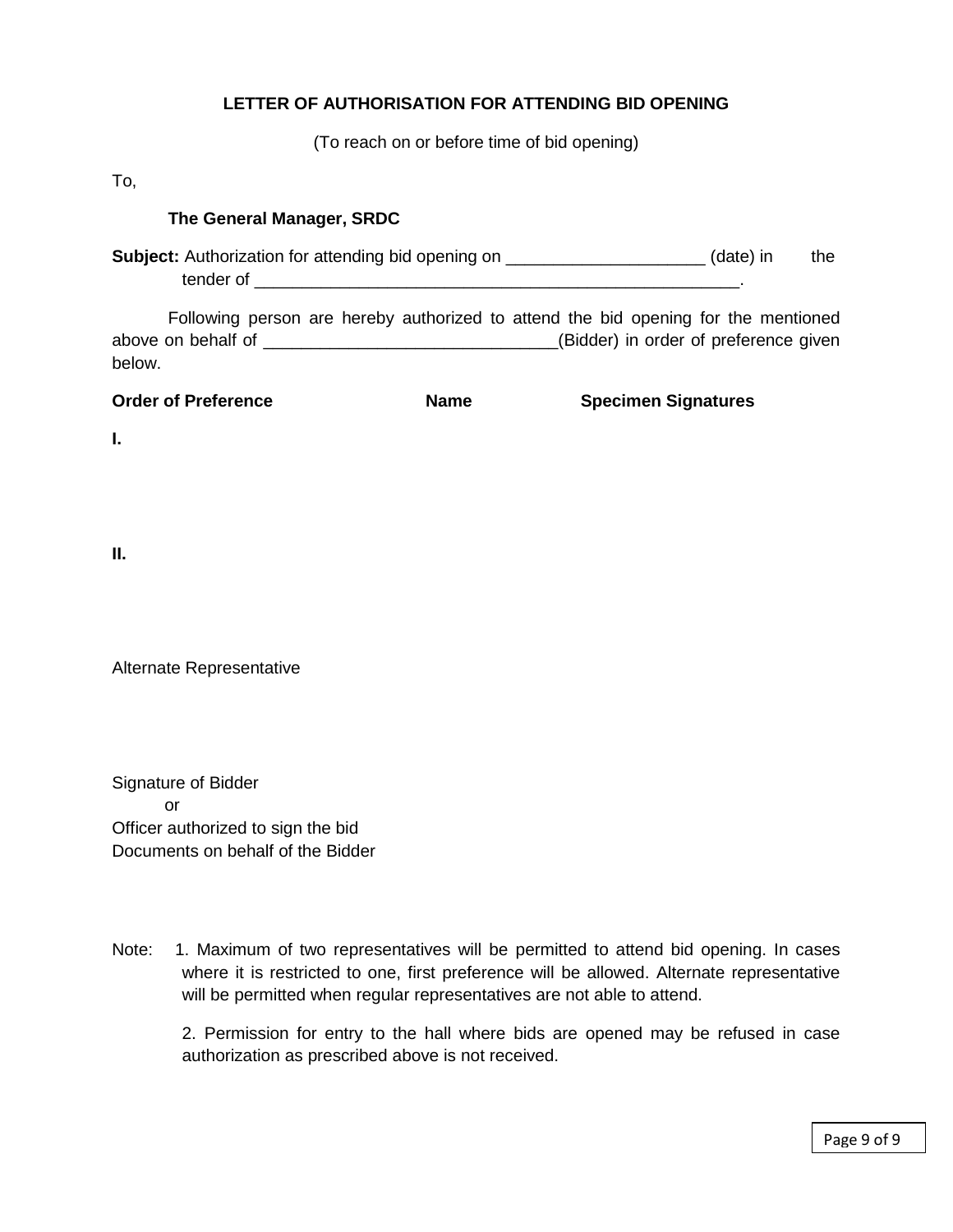## LETTER OF AUTHORISATION FOR ATTENDING BID OPENING

(To reach on or before time of bid opening)

To,

**The General Manager, SRDC**

**Subject:** Authorization for attending bid opening on ____________________ (date) in the tender of ____________________________________________________.

Following person are hereby authorized to attend the bid opening for the mentioned above on behalf of ______________________________(Bidder) in order of preference given below.

| Order of Preference | Name | Specimen Signatures |
|---|---|---|
| **I.** | | |
| **II.** | | |
| Alternate Representative | | |

Signature of Bidder
or
Officer authorized to sign the bid
Documents on behalf of the Bidder

Note:

1. Maximum of two representatives will be permitted to attend bid opening. In cases where it is restricted to one, first preference will be allowed. Alternate representative will be permitted when regular representatives are not able to attend.

2. Permission for entry to the hall where bids are opened may be refused in case authorization as prescribed above is not received.